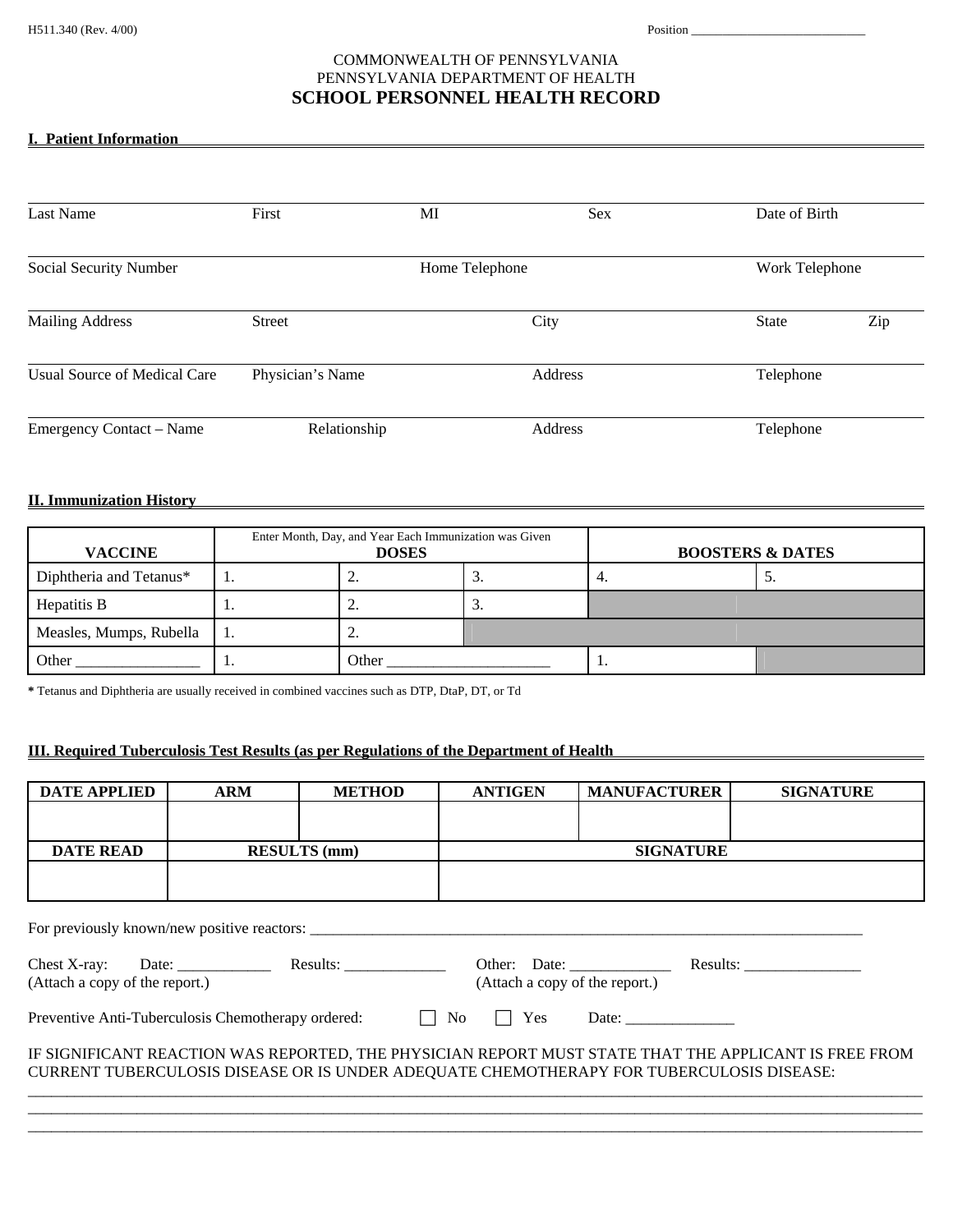H511.340 (Rev. 4/00)

Position ___________________________

COMMONWEALTH OF PENNSYLVANIA
PENNSYLVANIA DEPARTMENT OF HEALTH

# SCHOOL PERSONNEL HEALTH RECORD

## I. Patient Information

| Last Name | First | MI | Sex | Date of Birth |
|---|---|---|---|---|
| | | | | |

| Social Security Number | Home Telephone | Work Telephone |
|---|---|---|
| | | |

| Mailing Address | Street | City | State | Zip |
|---|---|---|---|---|
| | | | | |

| Usual Source of Medical Care | Physician's Name | Address | Telephone |
|---|---|---|---|
| | | | |

| Emergency Contact – Name | Relationship | Address | Telephone |
|---|---|---|---|
| | | | |

## II. Immunization History

| VACCINE | Enter Month, Day, and Year Each Immunization was Given DOSES | | | BOOSTERS & DATES | |
|---|---|---|---|---|---|
| Diphtheria and Tetanus* | 1. | 2. | 3. | 4. | 5. |
| Hepatitis B | 1. | 2. | 3. | | |
| Measles, Mumps, Rubella | 1. | 2. | | | |
| Other ________________ | 1. | Other _____________________ | | 1. | |

**\*** Tetanus and Diphtheria are usually received in combined vaccines such as DTP, DtaP, DT, or Td

## III. Required Tuberculosis Test Results (as per Regulations of the Department of Health

| DATE APPLIED | ARM | METHOD | ANTIGEN | MANUFACTURER | SIGNATURE |
|---|---|---|---|---|---|
| | | | | | |

| DATE READ | RESULTS (mm) | SIGNATURE |
|---|---|---|
| | | |

For previously known/new positive reactors: ___________________________________________________________________________

Chest X-ray: Date: ___________ Results: _____________ (Attach a copy of the report.)

Other: Date: ____________ Results: _______________ (Attach a copy of the report.)

Preventive Anti-Tuberculosis Chemotherapy ordered: ☐ No ☐ Yes Date: _____________

IF SIGNIFICANT REACTION WAS REPORTED, THE PHYSICIAN REPORT MUST STATE THAT THE APPLICANT IS FREE FROM CURRENT TUBERCULOSIS DISEASE OR IS UNDER ADEQUATE CHEMOTHERAPY FOR TUBERCULOSIS DISEASE:

_______________________________________________________________________________________________

_______________________________________________________________________________________________

_______________________________________________________________________________________________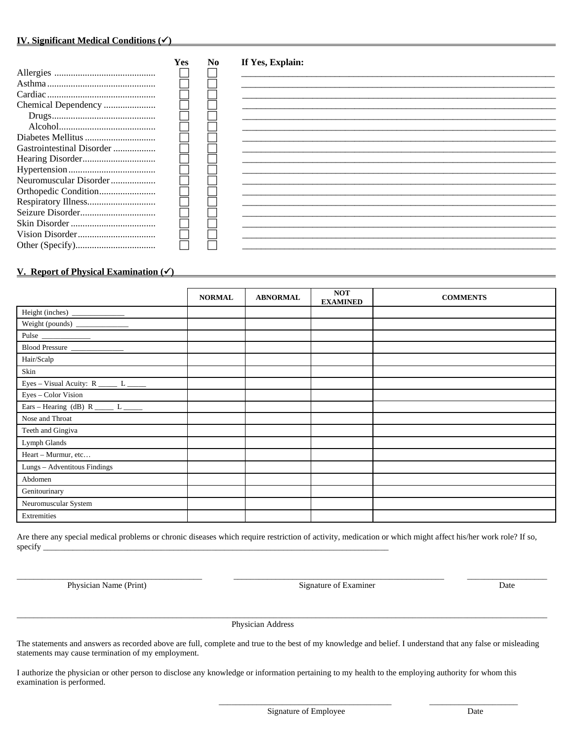## IV. Significant Medical Conditions (✓)

| | Yes | No | If Yes, Explain: |
|---|---|---|---|
| Allergies | ☐ | ☐ | |
| Asthma | ☐ | ☐ | |
| Cardiac | ☐ | ☐ | |
| Chemical Dependency | ☐ | ☐ | |
| Drugs | ☐ | ☐ | |
| Alcohol | ☐ | ☐ | |
| Diabetes Mellitus | ☐ | ☐ | |
| Gastrointestinal Disorder | ☐ | ☐ | |
| Hearing Disorder | ☐ | ☐ | |
| Hypertension | ☐ | ☐ | |
| Neuromuscular Disorder | ☐ | ☐ | |
| Orthopedic Condition | ☐ | ☐ | |
| Respiratory Illness | ☐ | ☐ | |
| Seizure Disorder | ☐ | ☐ | |
| Skin Disorder | ☐ | ☐ | |
| Vision Disorder | ☐ | ☐ | |
| Other (Specify) | ☐ | ☐ | |

## V. Report of Physical Examination (✓)

| | NORMAL | ABNORMAL | NOT EXAMINED | COMMENTS |
|---|---|---|---|---|
| Height (inches) ______________ | | | | |
| Weight (pounds) ______________ | | | | |
| Pulse _____________ | | | | |
| Blood Pressure ______________ | | | | |
| Hair/Scalp | | | | |
| Skin | | | | |
| Eyes – Visual Acuity: R _____ L _____ | | | | |
| Eyes – Color Vision | | | | |
| Ears – Hearing (dB) R _____ L _____ | | | | |
| Nose and Throat | | | | |
| Teeth and Gingiva | | | | |
| Lymph Glands | | | | |
| Heart – Murmur, etc… | | | | |
| Lungs – Adventitous Findings | | | | |
| Abdomen | | | | |
| Genitourinary | | | | |
| Neuromuscular System | | | | |
| Extremities | | | | |

Are there any special medical problems or chronic diseases which require restriction of activity, medication or which might affect his/her work role? If so, specify ________________________________________________________________________________

______________________________ Physician Name (Print)

______________________________ Signature of Examiner

______________ Date

________________________________________________________________________________

Physician Address

The statements and answers as recorded above are full, complete and true to the best of my knowledge and belief. I understand that any false or misleading statements may cause termination of my employment.

I authorize the physician or other person to disclose any knowledge or information pertaining to my health to the employing authority for whom this examination is performed.

______________________________ Signature of Employee

______________ Date